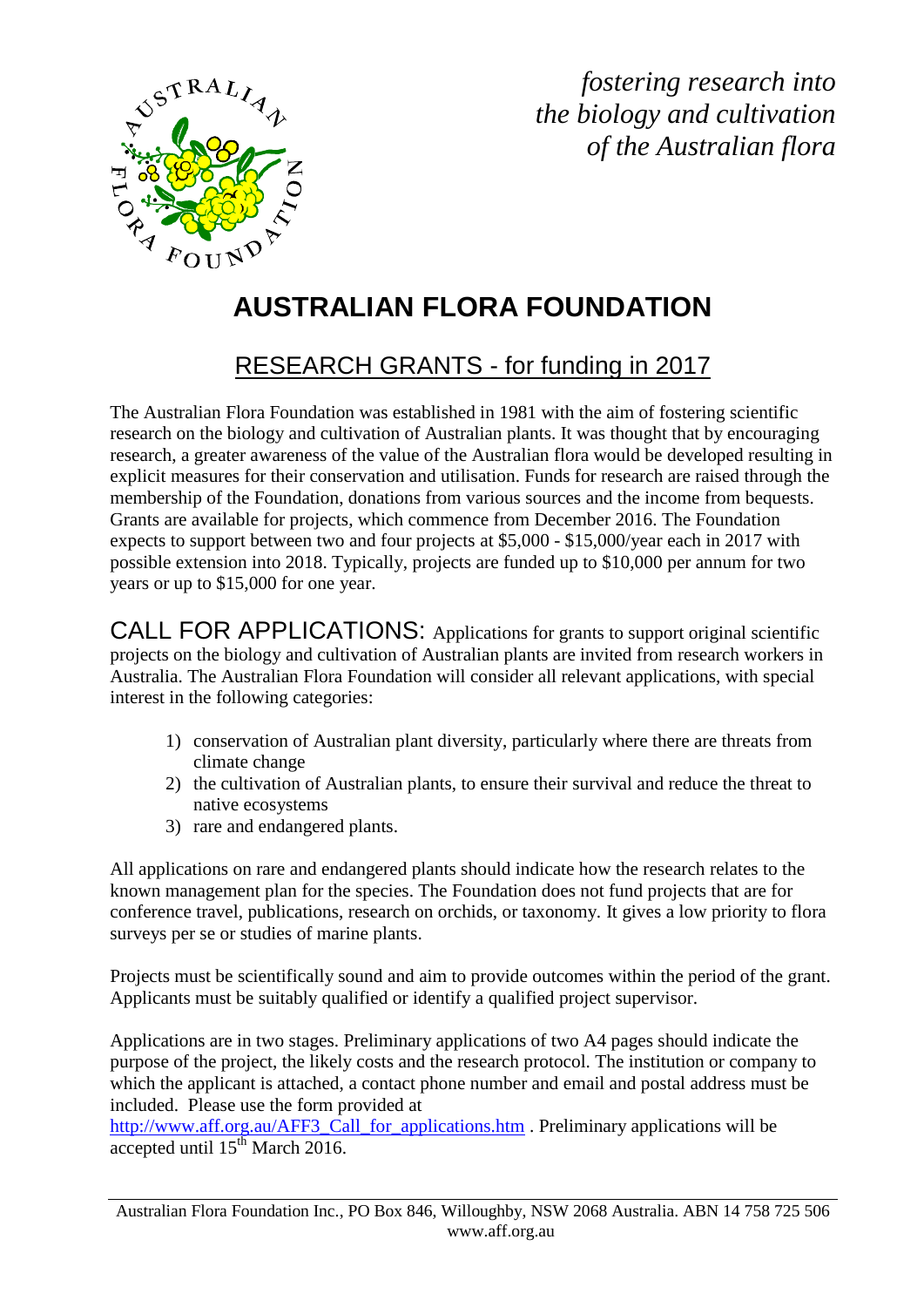*fostering research into the biology and cultivation of the Australian flora*

# AUSTRALIAN FLORA FOUNDATION

## RESEARCH GRANTS - for funding in 2017

The Australian Flora Foundation was established in 1981 with the aim of fostering scientific research on the biology and cultivation of Australian plants. It was thought that by encouraging research, a greater awareness of the value of the Australian flora would be developed resulting in explicit measures for their conservation and utilisation. Funds for research are raised through the membership of the Foundation, donations from various sources and the income from bequests. Grants are available for projects, which commence from December 2016. The Foundation expects to support between two and four projects at $5,000 - $15,000/year each in 2017 with possible extension into 2018. Typically, projects are funded up to $10,000 per annum for two years or up to $15,000 for one year.

CALL FOR APPLICATIONS: Applications for grants to support original scientific projects on the biology and cultivation of Australian plants are invited from research workers in Australia. The Australian Flora Foundation will consider all relevant applications, with special interest in the following categories:

1) conservation of Australian plant diversity, particularly where there are threats from climate change
2) the cultivation of Australian plants, to ensure their survival and reduce the threat to native ecosystems
3) rare and endangered plants.

All applications on rare and endangered plants should indicate how the research relates to the known management plan for the species. The Foundation does not fund projects that are for conference travel, publications, research on orchids, or taxonomy. It gives a low priority to flora surveys per se or studies of marine plants.

Projects must be scientifically sound and aim to provide outcomes within the period of the grant. Applicants must be suitably qualified or identify a qualified project supervisor.

Applications are in two stages. Preliminary applications of two A4 pages should indicate the purpose of the project, the likely costs and the research protocol. The institution or company to which the applicant is attached, a contact phone number and email and postal address must be included. Please use the form provided at http://www.aff.org.au/AFF3_Call_for_applications.htm . Preliminary applications will be accepted until 15th March 2016.

Australian Flora Foundation Inc., PO Box 846, Willoughby, NSW 2068 Australia. ABN 14 758 725 506
www.aff.org.au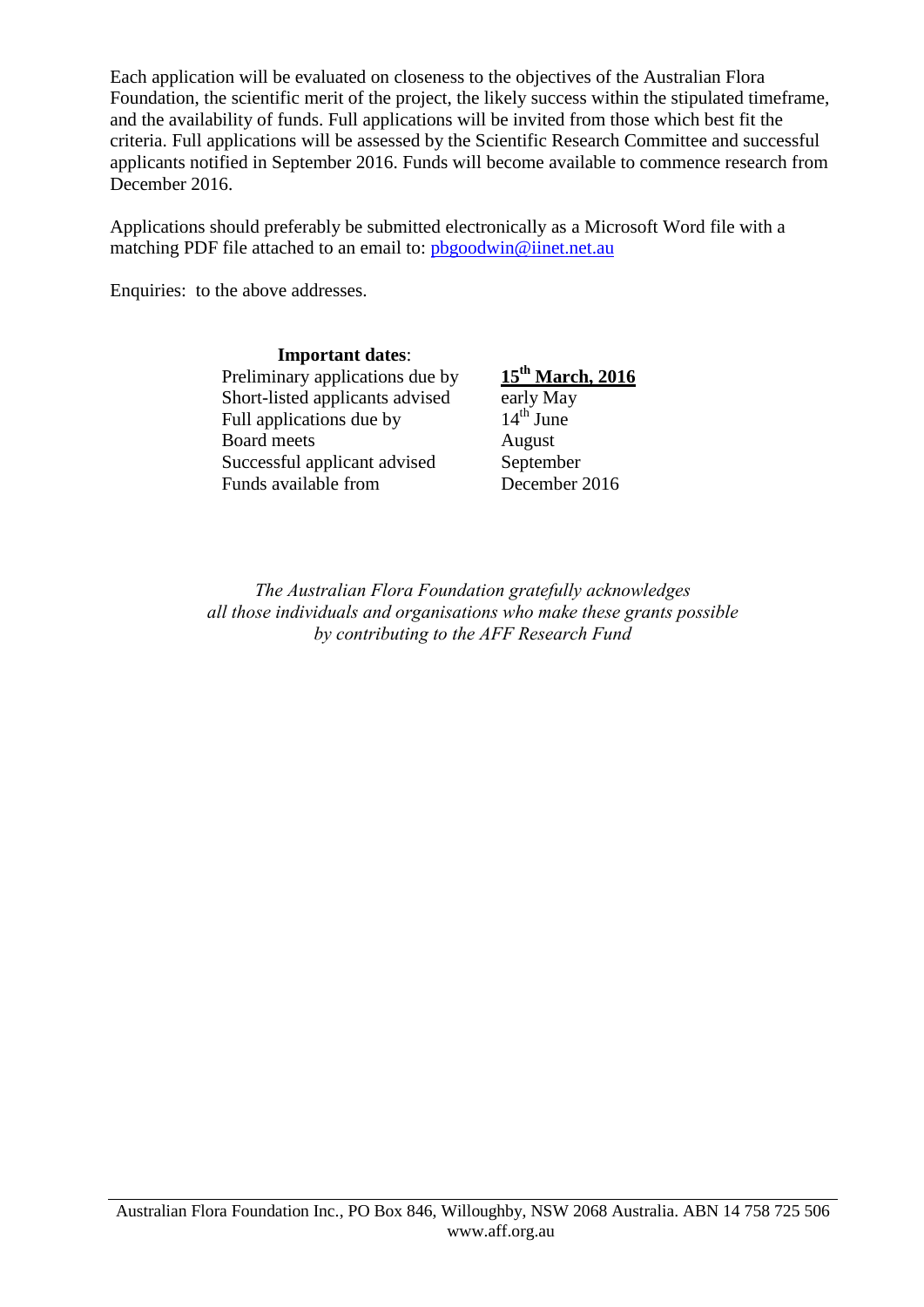Each application will be evaluated on closeness to the objectives of the Australian Flora Foundation, the scientific merit of the project, the likely success within the stipulated timeframe, and the availability of funds. Full applications will be invited from those which best fit the criteria. Full applications will be assessed by the Scientific Research Committee and successful applicants notified in September 2016. Funds will become available to commence research from December 2016.

Applications should preferably be submitted electronically as a Microsoft Word file with a matching PDF file attached to an email to: pbgoodwin@iinet.net.au

Enquiries: to the above addresses.

**Important dates**:

| | |
|---|---|
| Preliminary applications due by | **15th March, 2016** |
| Short-listed applicants advised | early May |
| Full applications due by | 14th June |
| Board meets | August |
| Successful applicant advised | September |
| Funds available from | December 2016 |

*The Australian Flora Foundation gratefully acknowledges all those individuals and organisations who make these grants possible by contributing to the AFF Research Fund*

Australian Flora Foundation Inc., PO Box 846, Willoughby, NSW 2068 Australia. ABN 14 758 725 506
www.aff.org.au